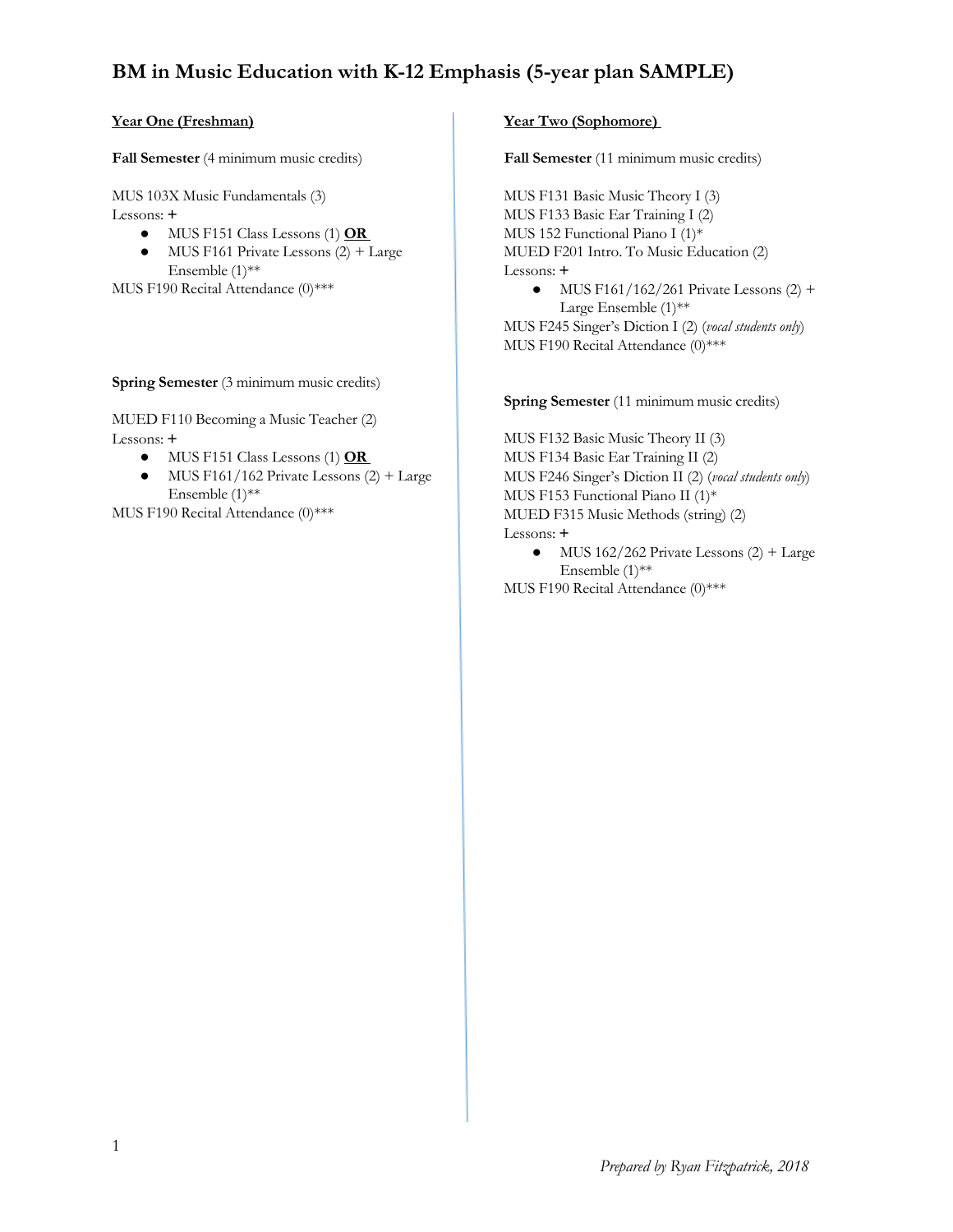# BM in Music Education with K-12 Emphasis (5-year plan SAMPLE)

## Year One (Freshman)

**Fall Semester** (4 minimum music credits)

MUS 103X Music Fundamentals (3)
Lessons: **+**

- MUS F151 Class Lessons (1) **OR**
- MUS F161 Private Lessons (2) + Large Ensemble (1)**

MUS F190 Recital Attendance (0)***

**Spring Semester** (3 minimum music credits)

MUED F110 Becoming a Music Teacher (2)
Lessons: **+**

- MUS F151 Class Lessons (1) **OR**
- MUS F161/162 Private Lessons (2) + Large Ensemble (1)**

MUS F190 Recital Attendance (0)***

## Year Two (Sophomore)

**Fall Semester** (11 minimum music credits)

MUS F131 Basic Music Theory I (3)
MUS F133 Basic Ear Training I (2)
MUS 152 Functional Piano I (1)*
MUED F201 Intro. To Music Education (2)
Lessons: **+**

- MUS F161/162/261 Private Lessons (2) + Large Ensemble (1)**

MUS F245 Singer's Diction I (2) (*vocal students only*)
MUS F190 Recital Attendance (0)***

**Spring Semester** (11 minimum music credits)

MUS F132 Basic Music Theory II (3)
MUS F134 Basic Ear Training II (2)
MUS F246 Singer's Diction II (2) (*vocal students only*)
MUS F153 Functional Piano II (1)*
MUED F315 Music Methods (string) (2)
Lessons: **+**

- MUS 162/262 Private Lessons (2) + Large Ensemble (1)**

MUS F190 Recital Attendance (0)***

*Prepared by Ryan Fitzpatrick, 2018*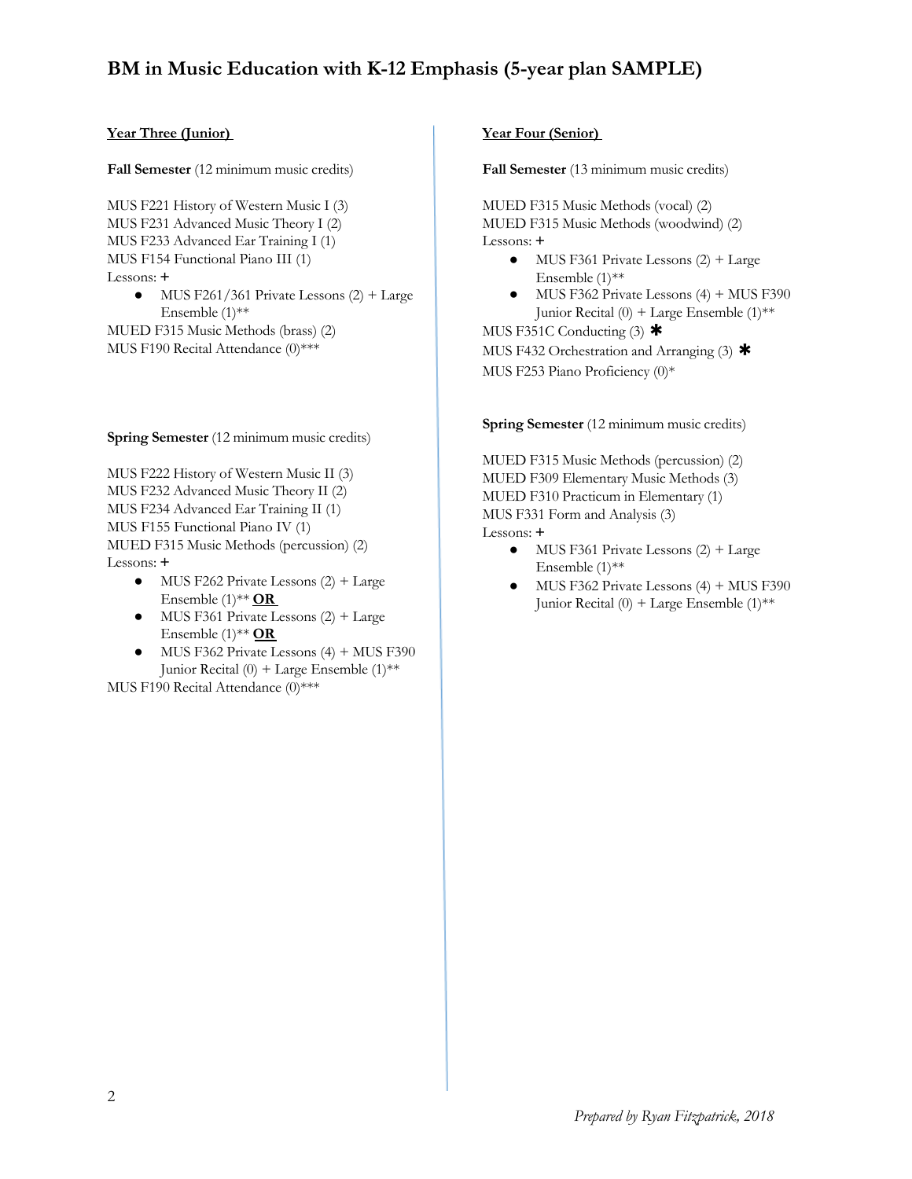# BM in Music Education with K-12 Emphasis (5-year plan SAMPLE)

## Year Three (Junior)

**Fall Semester** (12 minimum music credits)

MUS F221 History of Western Music I (3)
MUS F231 Advanced Music Theory I (2)
MUS F233 Advanced Ear Training I (1)
MUS F154 Functional Piano III (1)
Lessons: **+**

- MUS F261/361 Private Lessons (2) + Large Ensemble (1)**

MUED F315 Music Methods (brass) (2)
MUS F190 Recital Attendance (0)***

**Spring Semester** (12 minimum music credits)

MUS F222 History of Western Music II (3)
MUS F232 Advanced Music Theory II (2)
MUS F234 Advanced Ear Training II (1)
MUS F155 Functional Piano IV (1)
MUED F315 Music Methods (percussion) (2)
Lessons: **+**

- MUS F262 Private Lessons (2) + Large Ensemble (1)** **OR**
- MUS F361 Private Lessons (2) + Large Ensemble (1)** **OR**
- MUS F362 Private Lessons (4) + MUS F390 Junior Recital (0) + Large Ensemble (1)**

MUS F190 Recital Attendance (0)***

## Year Four (Senior)

**Fall Semester** (13 minimum music credits)

MUED F315 Music Methods (vocal) (2)
MUED F315 Music Methods (woodwind) (2)
Lessons: **+**

- MUS F361 Private Lessons (2) + Large Ensemble (1)**
- MUS F362 Private Lessons (4) + MUS F390 Junior Recital (0) + Large Ensemble (1)**

MUS F351C Conducting (3) ✱
MUS F432 Orchestration and Arranging (3) ✱
MUS F253 Piano Proficiency (0)*

**Spring Semester** (12 minimum music credits)

MUED F315 Music Methods (percussion) (2)
MUED F309 Elementary Music Methods (3)
MUED F310 Practicum in Elementary (1)
MUS F331 Form and Analysis (3)
Lessons: **+**

- MUS F361 Private Lessons (2) + Large Ensemble (1)**
- MUS F362 Private Lessons (4) + MUS F390 Junior Recital (0) + Large Ensemble (1)**

*Prepared by Ryan Fitzpatrick, 2018*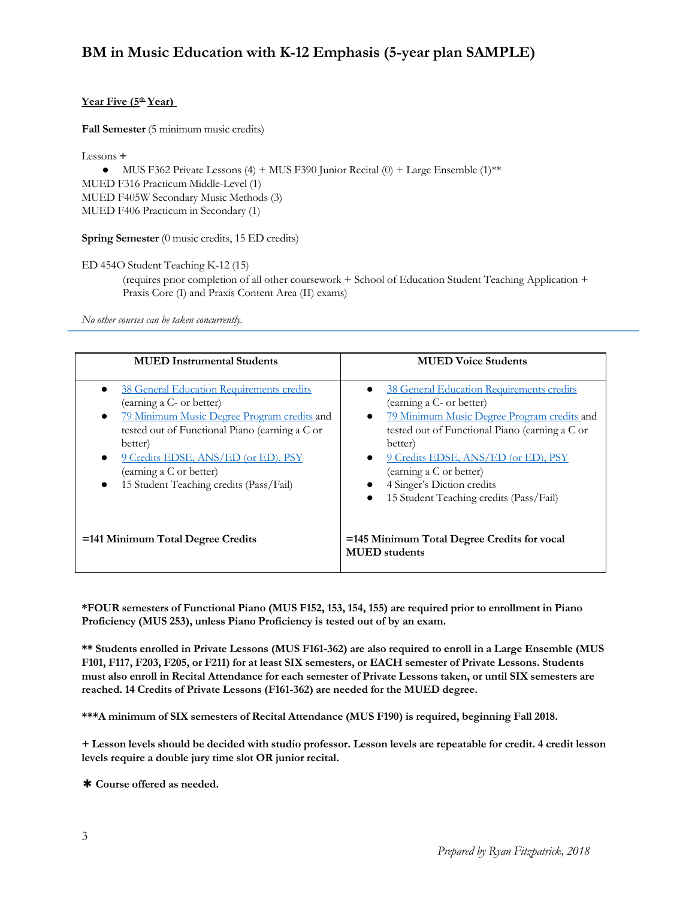# BM in Music Education with K-12 Emphasis (5-year plan SAMPLE)

**Year Five (5th Year)**

**Fall Semester** (5 minimum music credits)

Lessons +

- MUS F362 Private Lessons (4) + MUS F390 Junior Recital (0) + Large Ensemble (1)**

MUED F316 Practicum Middle-Level (1)
MUED F405W Secondary Music Methods (3)
MUED F406 Practicum in Secondary (1)

**Spring Semester** (0 music credits, 15 ED credits)

ED 454O Student Teaching K-12 (15)
(requires prior completion of all other coursework + School of Education Student Teaching Application + Praxis Core (I) and Praxis Content Area (II) exams)

*No other courses can be taken concurrently.*

| MUED Instrumental Students | MUED Voice Students |
|---|---|
| • 38 General Education Requirements credits (earning a C- or better)<br>• 79 Minimum Music Degree Program credits and tested out of Functional Piano (earning a C or better)<br>• 9 Credits EDSE, ANS/ED (or ED), PSY (earning a C or better)<br>• 15 Student Teaching credits (Pass/Fail) | • 38 General Education Requirements credits (earning a C- or better)<br>• 79 Minimum Music Degree Program credits and tested out of Functional Piano (earning a C or better)<br>• 9 Credits EDSE, ANS/ED (or ED), PSY (earning a C or better)<br>• 4 Singer's Diction credits<br>• 15 Student Teaching credits (Pass/Fail) |
| **=141 Minimum Total Degree Credits** | **=145 Minimum Total Degree Credits for vocal MUED students** |

**\*FOUR semesters of Functional Piano (MUS F152, 153, 154, 155) are required prior to enrollment in Piano Proficiency (MUS 253), unless Piano Proficiency is tested out of by an exam.**

**\*\* Students enrolled in Private Lessons (MUS F161-362) are also required to enroll in a Large Ensemble (MUS F101, F117, F203, F205, or F211) for at least SIX semesters, or EACH semester of Private Lessons. Students must also enroll in Recital Attendance for each semester of Private Lessons taken, or until SIX semesters are reached. 14 Credits of Private Lessons (F161-362) are needed for the MUED degree.**

**\*\*\*A minimum of SIX semesters of Recital Attendance (MUS F190) is required, beginning Fall 2018.**

**+ Lesson levels should be decided with studio professor. Lesson levels are repeatable for credit. 4 credit lesson levels require a double jury time slot OR junior recital.**

**✱ Course offered as needed.**

*Prepared by Ryan Fitzpatrick, 2018*